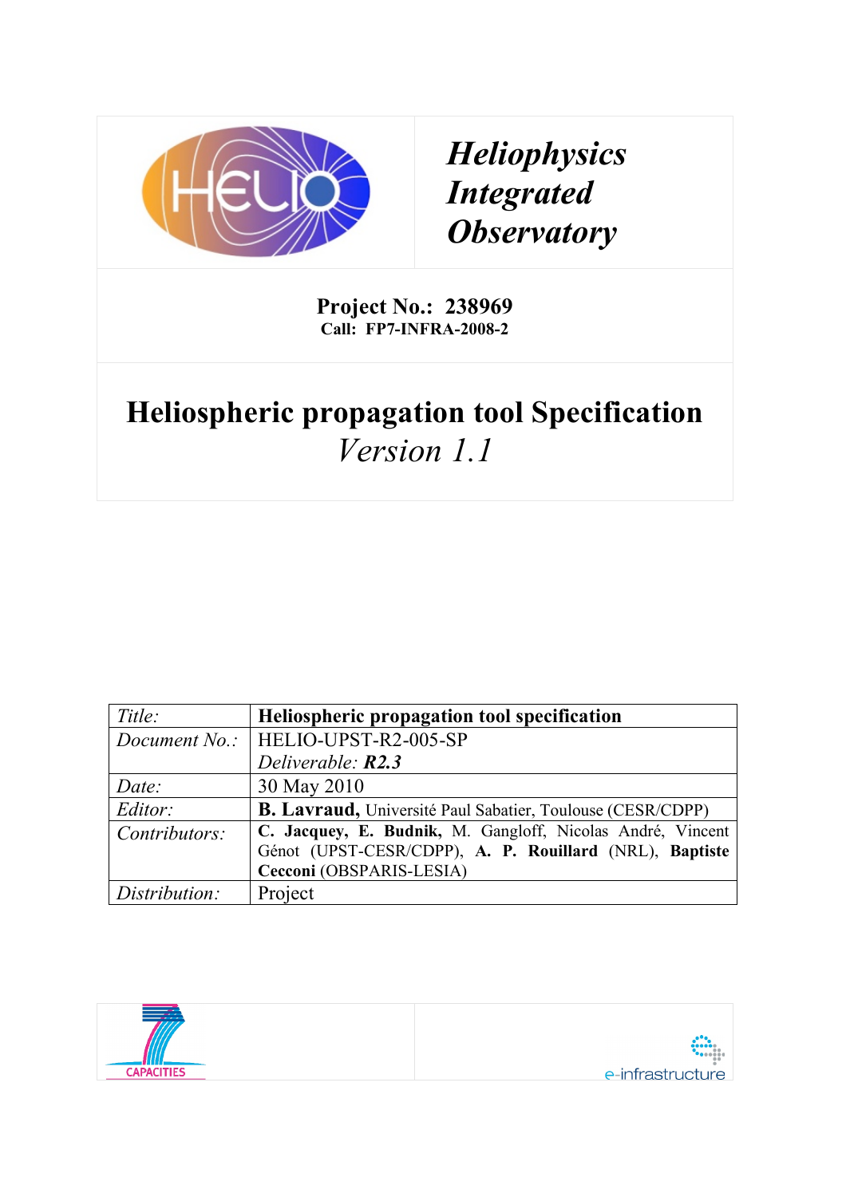# *Heliophysics Integrated Observatory*

**Project No.: 238969**
**Call: FP7-INFRA-2008-2**

# Heliospheric propagation tool Specification
*Version 1.1*

| *Title:* | **Heliospheric propagation tool specification** |
|---|---|
| *Document No.:* | HELIO-UPST-R2-005-SP<br>*Deliverable:* ***R2.3*** |
| *Date:* | 30 May 2010 |
| *Editor:* | **B. Lavraud,** Université Paul Sabatier, Toulouse (CESR/CDPP) |
| *Contributors:* | **C. Jacquey, E. Budnik,** M. Gangloff, Nicolas André, Vincent Génot (UPST-CESR/CDPP), **A. P. Rouillard** (NRL), **Baptiste Cecconi** (OBSPARIS-LESIA) |
| *Distribution:* | Project |

CAPACITIES

e-infrastructure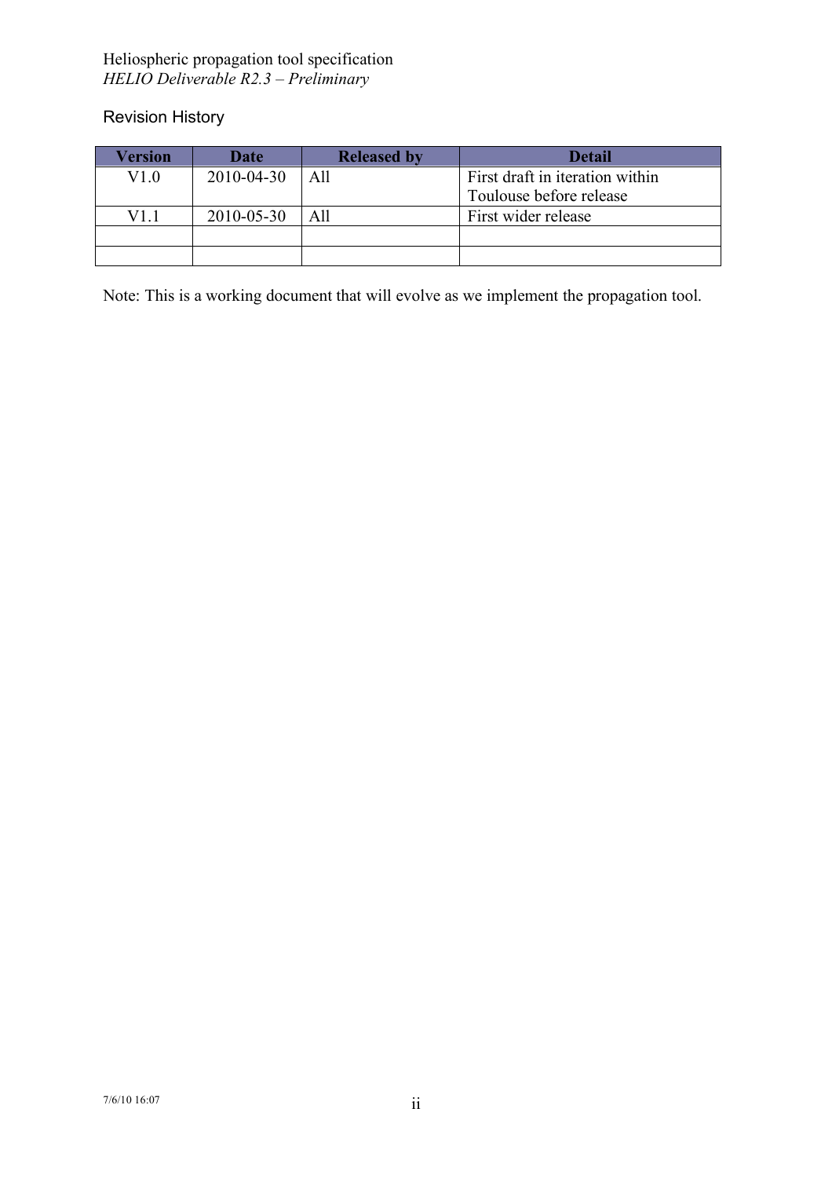## Revision History

| Version | Date | Released by | Detail |
|---|---|---|---|
| V1.0 | 2010-04-30 | All | First draft in iteration within Toulouse before release |
| V1.1 | 2010-05-30 | All | First wider release |
| | | | |
| | | | |

Note: This is a working document that will evolve as we implement the propagation tool.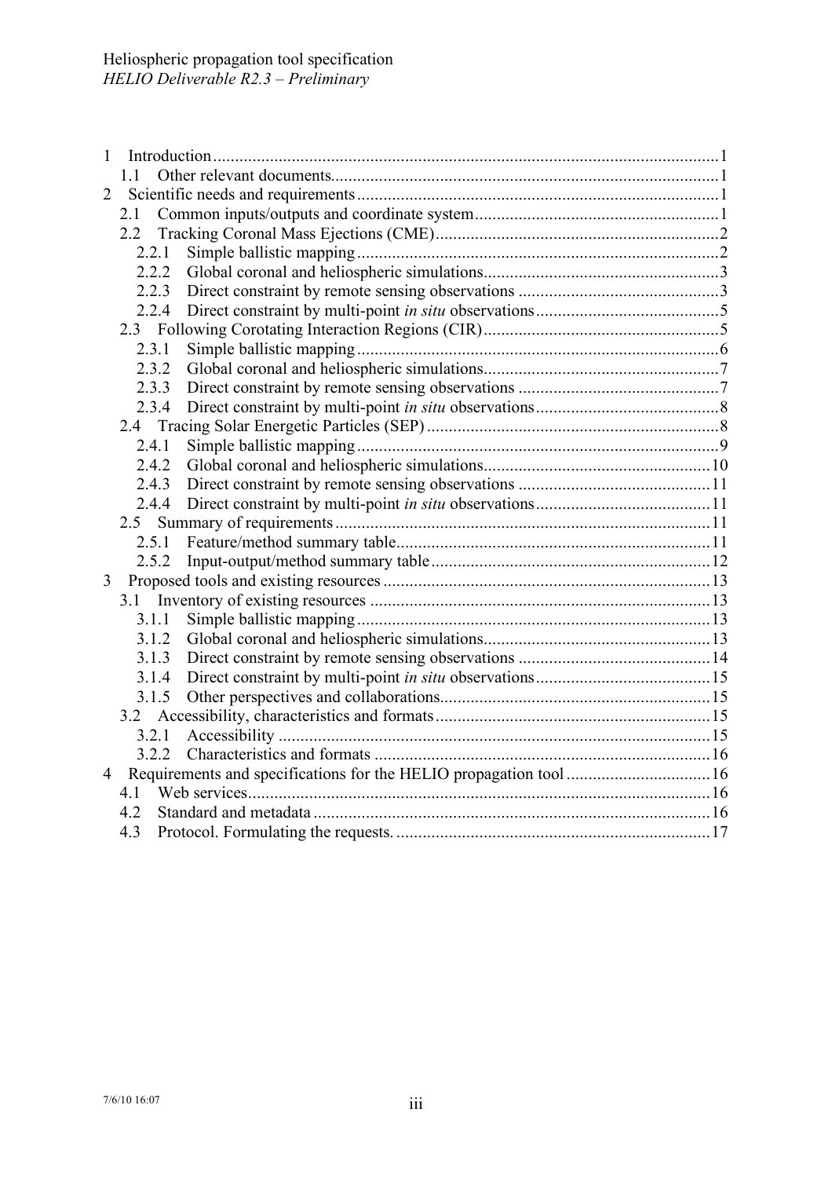1 Introduction ..... 1
   1.1 Other relevant documents ..... 1
2 Scientific needs and requirements ..... 1
   2.1 Common inputs/outputs and coordinate system ..... 1
   2.2 Tracking Coronal Mass Ejections (CME) ..... 2
      2.2.1 Simple ballistic mapping ..... 2
      2.2.2 Global coronal and heliospheric simulations ..... 3
      2.2.3 Direct constraint by remote sensing observations ..... 3
      2.2.4 Direct constraint by multi-point *in situ* observations ..... 5
   2.3 Following Corotating Interaction Regions (CIR) ..... 5
      2.3.1 Simple ballistic mapping ..... 6
      2.3.2 Global coronal and heliospheric simulations ..... 7
      2.3.3 Direct constraint by remote sensing observations ..... 7
      2.3.4 Direct constraint by multi-point *in situ* observations ..... 8
   2.4 Tracing Solar Energetic Particles (SEP) ..... 8
      2.4.1 Simple ballistic mapping ..... 9
      2.4.2 Global coronal and heliospheric simulations ..... 10
      2.4.3 Direct constraint by remote sensing observations ..... 11
      2.4.4 Direct constraint by multi-point *in situ* observations ..... 11
   2.5 Summary of requirements ..... 11
      2.5.1 Feature/method summary table ..... 11
      2.5.2 Input-output/method summary table ..... 12
3 Proposed tools and existing resources ..... 13
   3.1 Inventory of existing resources ..... 13
      3.1.1 Simple ballistic mapping ..... 13
      3.1.2 Global coronal and heliospheric simulations ..... 13
      3.1.3 Direct constraint by remote sensing observations ..... 14
      3.1.4 Direct constraint by multi-point *in situ* observations ..... 15
      3.1.5 Other perspectives and collaborations ..... 15
   3.2 Accessibility, characteristics and formats ..... 15
      3.2.1 Accessibility ..... 15
      3.2.2 Characteristics and formats ..... 16
4 Requirements and specifications for the HELIO propagation tool ..... 16
   4.1 Web services ..... 16
   4.2 Standard and metadata ..... 16
   4.3 Protocol. Formulating the requests. ..... 17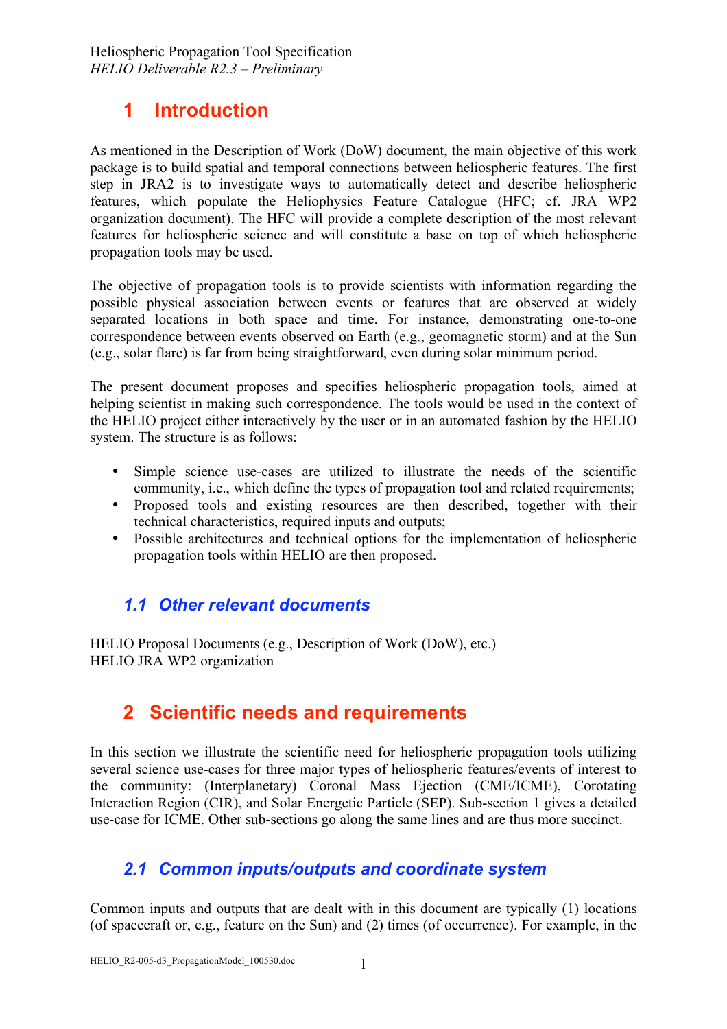# 1 Introduction

As mentioned in the Description of Work (DoW) document, the main objective of this work package is to build spatial and temporal connections between heliospheric features. The first step in JRA2 is to investigate ways to automatically detect and describe heliospheric features, which populate the Heliophysics Feature Catalogue (HFC; cf. JRA WP2 organization document). The HFC will provide a complete description of the most relevant features for heliospheric science and will constitute a base on top of which heliospheric propagation tools may be used.

The objective of propagation tools is to provide scientists with information regarding the possible physical association between events or features that are observed at widely separated locations in both space and time. For instance, demonstrating one-to-one correspondence between events observed on Earth (e.g., geomagnetic storm) and at the Sun (e.g., solar flare) is far from being straightforward, even during solar minimum period.

The present document proposes and specifies heliospheric propagation tools, aimed at helping scientist in making such correspondence. The tools would be used in the context of the HELIO project either interactively by the user or in an automated fashion by the HELIO system. The structure is as follows:

- Simple science use-cases are utilized to illustrate the needs of the scientific community, i.e., which define the types of propagation tool and related requirements;
- Proposed tools and existing resources are then described, together with their technical characteristics, required inputs and outputs;
- Possible architectures and technical options for the implementation of heliospheric propagation tools within HELIO are then proposed.

## *1.1 Other relevant documents*

HELIO Proposal Documents (e.g., Description of Work (DoW), etc.)
HELIO JRA WP2 organization

# 2 Scientific needs and requirements

In this section we illustrate the scientific need for heliospheric propagation tools utilizing several science use-cases for three major types of heliospheric features/events of interest to the community: (Interplanetary) Coronal Mass Ejection (CME/ICME), Corotating Interaction Region (CIR), and Solar Energetic Particle (SEP). Sub-section 1 gives a detailed use-case for ICME. Other sub-sections go along the same lines and are thus more succinct.

## *2.1 Common inputs/outputs and coordinate system*

Common inputs and outputs that are dealt with in this document are typically (1) locations (of spacecraft or, e.g., feature on the Sun) and (2) times (of occurrence). For example, in the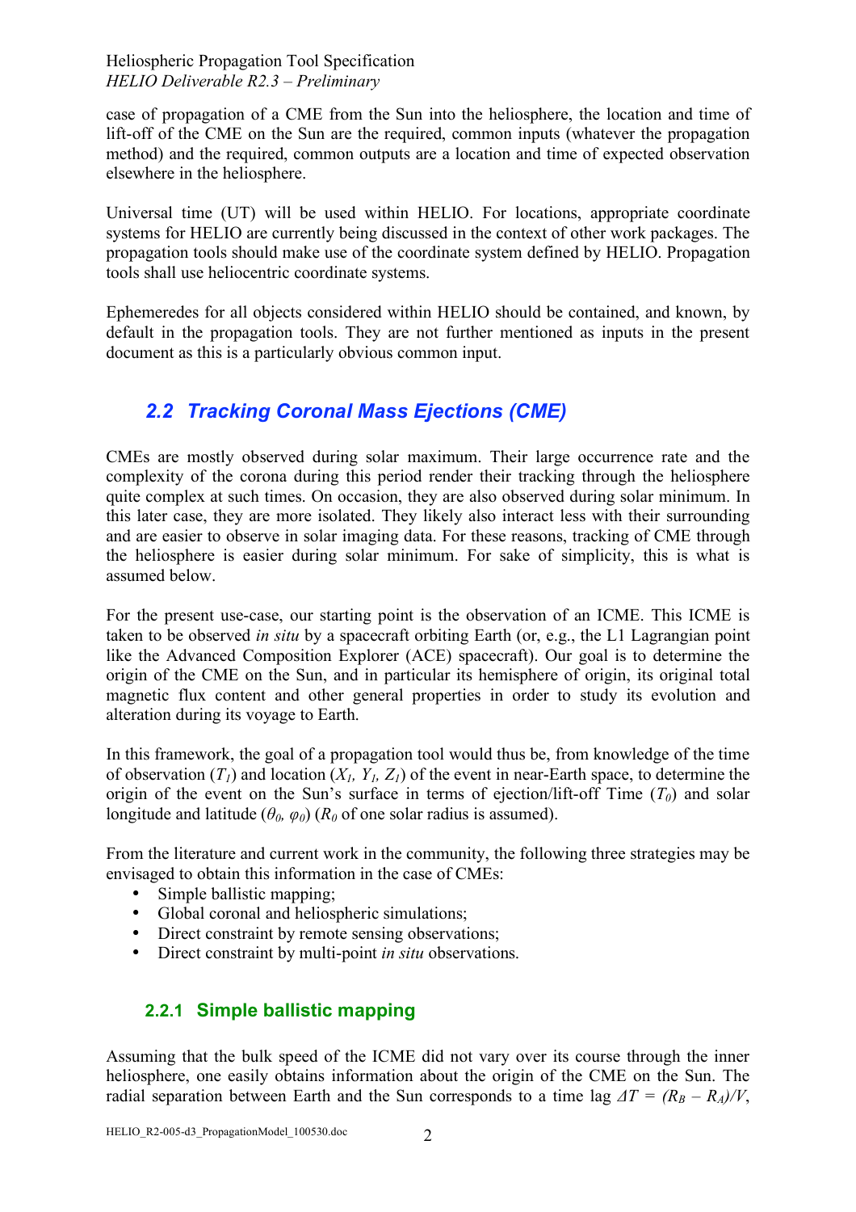case of propagation of a CME from the Sun into the heliosphere, the location and time of lift-off of the CME on the Sun are the required, common inputs (whatever the propagation method) and the required, common outputs are a location and time of expected observation elsewhere in the heliosphere.

Universal time (UT) will be used within HELIO. For locations, appropriate coordinate systems for HELIO are currently being discussed in the context of other work packages. The propagation tools should make use of the coordinate system defined by HELIO. Propagation tools shall use heliocentric coordinate systems.

Ephemeredes for all objects considered within HELIO should be contained, and known, by default in the propagation tools. They are not further mentioned as inputs in the present document as this is a particularly obvious common input.

## 2.2 Tracking Coronal Mass Ejections (CME)

CMEs are mostly observed during solar maximum. Their large occurrence rate and the complexity of the corona during this period render their tracking through the heliosphere quite complex at such times. On occasion, they are also observed during solar minimum. In this later case, they are more isolated. They likely also interact less with their surrounding and are easier to observe in solar imaging data. For these reasons, tracking of CME through the heliosphere is easier during solar minimum. For sake of simplicity, this is what is assumed below.

For the present use-case, our starting point is the observation of an ICME. This ICME is taken to be observed *in situ* by a spacecraft orbiting Earth (or, e.g., the L1 Lagrangian point like the Advanced Composition Explorer (ACE) spacecraft). Our goal is to determine the origin of the CME on the Sun, and in particular its hemisphere of origin, its original total magnetic flux content and other general properties in order to study its evolution and alteration during its voyage to Earth.

In this framework, the goal of a propagation tool would thus be, from knowledge of the time of observation ($T_1$) and location ($X_1, Y_1, Z_1$) of the event in near-Earth space, to determine the origin of the event on the Sun's surface in terms of ejection/lift-off Time ($T_0$) and solar longitude and latitude ($\theta_0, \varphi_0$) ($R_0$ of one solar radius is assumed).

From the literature and current work in the community, the following three strategies may be envisaged to obtain this information in the case of CMEs:

- Simple ballistic mapping;
- Global coronal and heliospheric simulations;
- Direct constraint by remote sensing observations;
- Direct constraint by multi-point *in situ* observations.

### 2.2.1 Simple ballistic mapping

Assuming that the bulk speed of the ICME did not vary over its course through the inner heliosphere, one easily obtains information about the origin of the CME on the Sun. The radial separation between Earth and the Sun corresponds to a time lag $\Delta T = (R_B - R_A)/V$,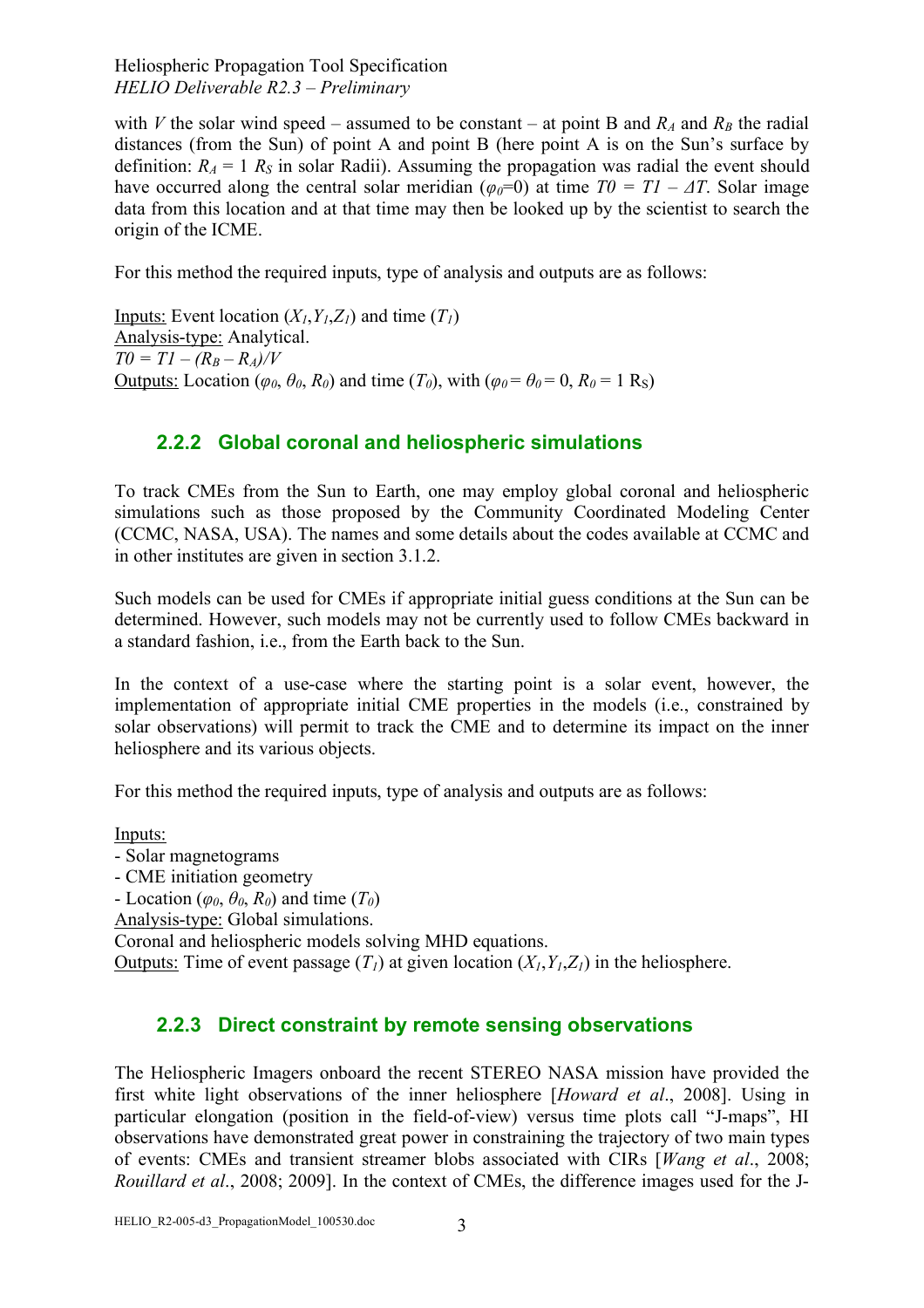with $V$ the solar wind speed – assumed to be constant – at point B and $R_A$ and $R_B$ the radial distances (from the Sun) of point A and point B (here point A is on the Sun's surface by definition: $R_A = 1\ R_S$ in solar Radii). Assuming the propagation was radial the event should have occurred along the central solar meridian ($\varphi_0$=0) at time $T0 = T1 - \Delta T$. Solar image data from this location and at that time may then be looked up by the scientist to search the origin of the ICME.

For this method the required inputs, type of analysis and outputs are as follows:

Inputs: Event location ($X_1$,$Y_1$,$Z_1$) and time ($T_1$)
Analysis-type: Analytical.
$T0 = T1 - (R_B - R_A)/V$
Outputs: Location ($\varphi_0$, $\theta_0$, $R_0$) and time ($T_0$), with ($\varphi_0 = \theta_0 = 0$, $R_0 = 1\ R_S$)

### 2.2.2 Global coronal and heliospheric simulations

To track CMEs from the Sun to Earth, one may employ global coronal and heliospheric simulations such as those proposed by the Community Coordinated Modeling Center (CCMC, NASA, USA). The names and some details about the codes available at CCMC and in other institutes are given in section 3.1.2.

Such models can be used for CMEs if appropriate initial guess conditions at the Sun can be determined. However, such models may not be currently used to follow CMEs backward in a standard fashion, i.e., from the Earth back to the Sun.

In the context of a use-case where the starting point is a solar event, however, the implementation of appropriate initial CME properties in the models (i.e., constrained by solar observations) will permit to track the CME and to determine its impact on the inner heliosphere and its various objects.

For this method the required inputs, type of analysis and outputs are as follows:

Inputs:
- Solar magnetograms
- CME initiation geometry
- Location ($\varphi_0$, $\theta_0$, $R_0$) and time ($T_0$)

Analysis-type: Global simulations.
Coronal and heliospheric models solving MHD equations.
Outputs: Time of event passage ($T_1$) at given location ($X_1$,$Y_1$,$Z_1$) in the heliosphere.

### 2.2.3 Direct constraint by remote sensing observations

The Heliospheric Imagers onboard the recent STEREO NASA mission have provided the first white light observations of the inner heliosphere [*Howard et al*., 2008]. Using in particular elongation (position in the field-of-view) versus time plots call "J-maps", HI observations have demonstrated great power in constraining the trajectory of two main types of events: CMEs and transient streamer blobs associated with CIRs [*Wang et al*., 2008; *Rouillard et al*., 2008; 2009]. In the context of CMEs, the difference images used for the J-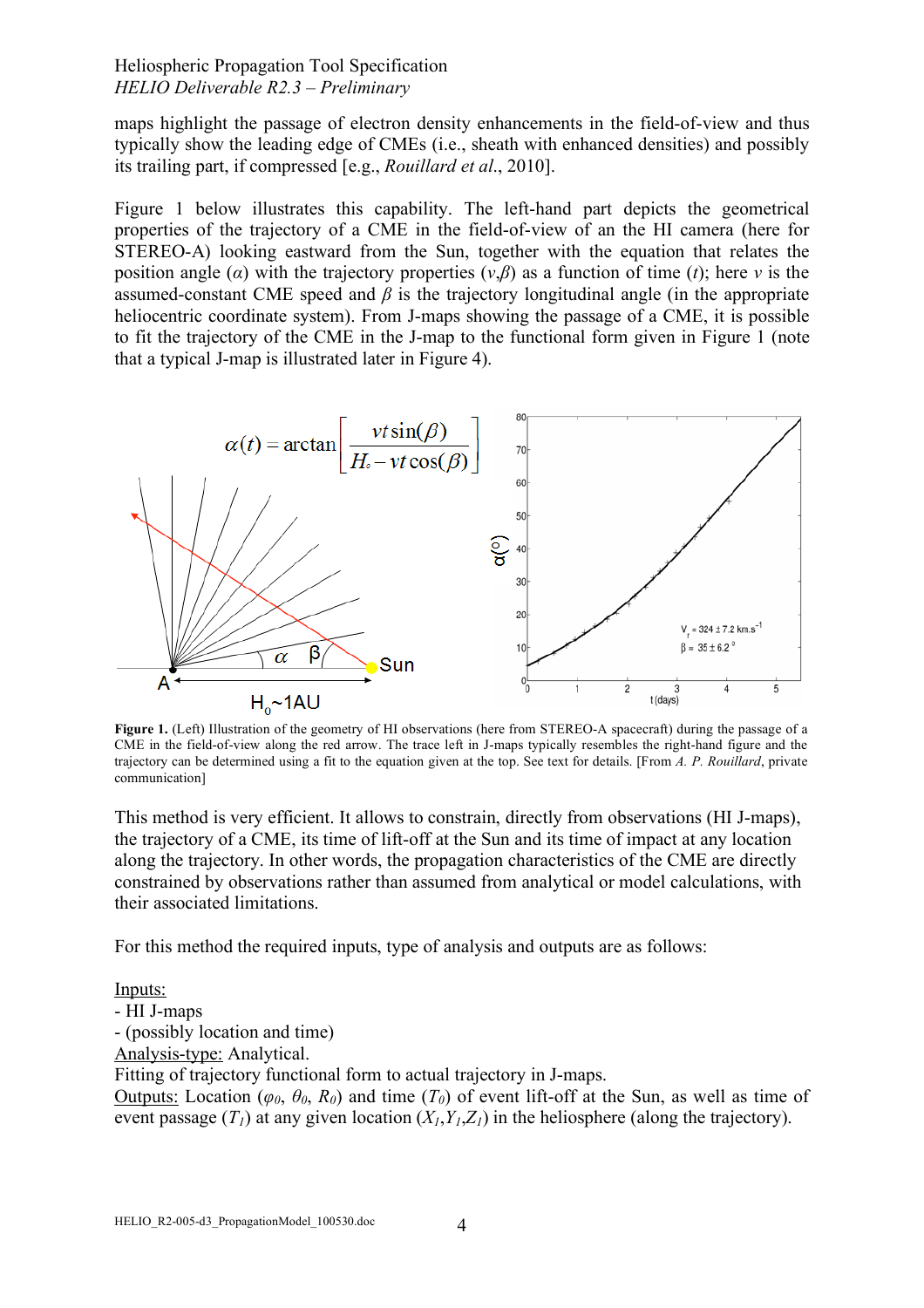maps highlight the passage of electron density enhancements in the field-of-view and thus typically show the leading edge of CMEs (i.e., sheath with enhanced densities) and possibly its trailing part, if compressed [e.g., *Rouillard et al.*, 2010].

Figure 1 below illustrates this capability. The left-hand part depicts the geometrical properties of the trajectory of a CME in the field-of-view of an the HI camera (here for STEREO-A) looking eastward from the Sun, together with the equation that relates the position angle ($\alpha$) with the trajectory properties ($v$,$\beta$) as a function of time ($t$); here $v$ is the assumed-constant CME speed and $\beta$ is the trajectory longitudinal angle (in the appropriate heliocentric coordinate system). From J-maps showing the passage of a CME, it is possible to fit the trajectory of the CME in the J-map to the functional form given in Figure 1 (note that a typical J-map is illustrated later in Figure 4).

$$\alpha(t) = \arctan\left[\frac{vt\sin(\beta)}{H_\circ - vt\cos(\beta)}\right]$$

**Figure 1.** (Left) Illustration of the geometry of HI observations (here from STEREO-A spacecraft) during the passage of a CME in the field-of-view along the red arrow. The trace left in J-maps typically resembles the right-hand figure and the trajectory can be determined using a fit to the equation given at the top. See text for details. [From *A. P. Rouillard*, private communication]

This method is very efficient. It allows to constrain, directly from observations (HI J-maps), the trajectory of a CME, its time of lift-off at the Sun and its time of impact at any location along the trajectory. In other words, the propagation characteristics of the CME are directly constrained by observations rather than assumed from analytical or model calculations, with their associated limitations.

For this method the required inputs, type of analysis and outputs are as follows:

Inputs:
- HI J-maps
- (possibly location and time)

Analysis-type: Analytical.
Fitting of trajectory functional form to actual trajectory in J-maps.
Outputs: Location ($\varphi_0$, $\theta_0$, $R_0$) and time ($T_0$) of event lift-off at the Sun, as well as time of event passage ($T_1$) at any given location ($X_1$,$Y_1$,$Z_1$) in the heliosphere (along the trajectory).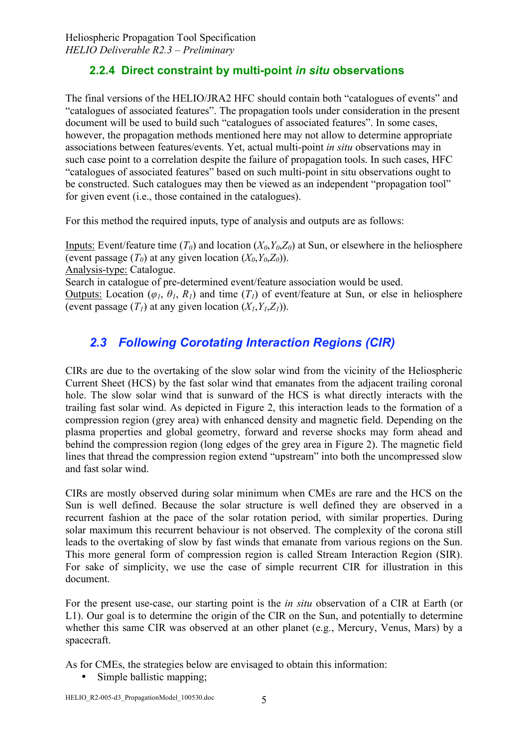### 2.2.4 Direct constraint by multi-point *in situ* observations

The final versions of the HELIO/JRA2 HFC should contain both "catalogues of events" and "catalogues of associated features". The propagation tools under consideration in the present document will be used to build such "catalogues of associated features". In some cases, however, the propagation methods mentioned here may not allow to determine appropriate associations between features/events. Yet, actual multi-point *in situ* observations may in such case point to a correlation despite the failure of propagation tools. In such cases, HFC "catalogues of associated features" based on such multi-point in situ observations ought to be constructed. Such catalogues may then be viewed as an independent "propagation tool" for given event (i.e., those contained in the catalogues).

For this method the required inputs, type of analysis and outputs are as follows:

Inputs: Event/feature time ($T_0$) and location ($X_0$,$Y_0$,$Z_0$) at Sun, or elsewhere in the heliosphere (event passage ($T_0$) at any given location ($X_0$,$Y_0$,$Z_0$)).
Analysis-type: Catalogue.
Search in catalogue of pre-determined event/feature association would be used.
Outputs: Location ($\varphi_1$, $\theta_1$, $R_1$) and time ($T_1$) of event/feature at Sun, or else in heliosphere (event passage ($T_1$) at any given location ($X_1$,$Y_1$,$Z_1$)).

## *2.3 Following Corotating Interaction Regions (CIR)*

CIRs are due to the overtaking of the slow solar wind from the vicinity of the Heliospheric Current Sheet (HCS) by the fast solar wind that emanates from the adjacent trailing coronal hole. The slow solar wind that is sunward of the HCS is what directly interacts with the trailing fast solar wind. As depicted in Figure 2, this interaction leads to the formation of a compression region (grey area) with enhanced density and magnetic field. Depending on the plasma properties and global geometry, forward and reverse shocks may form ahead and behind the compression region (long edges of the grey area in Figure 2). The magnetic field lines that thread the compression region extend "upstream" into both the uncompressed slow and fast solar wind.

CIRs are mostly observed during solar minimum when CMEs are rare and the HCS on the Sun is well defined. Because the solar structure is well defined they are observed in a recurrent fashion at the pace of the solar rotation period, with similar properties. During solar maximum this recurrent behaviour is not observed. The complexity of the corona still leads to the overtaking of slow by fast winds that emanate from various regions on the Sun. This more general form of compression region is called Stream Interaction Region (SIR). For sake of simplicity, we use the case of simple recurrent CIR for illustration in this document.

For the present use-case, our starting point is the *in situ* observation of a CIR at Earth (or L1). Our goal is to determine the origin of the CIR on the Sun, and potentially to determine whether this same CIR was observed at an other planet (e.g., Mercury, Venus, Mars) by a spacecraft.

As for CMEs, the strategies below are envisaged to obtain this information:

- Simple ballistic mapping;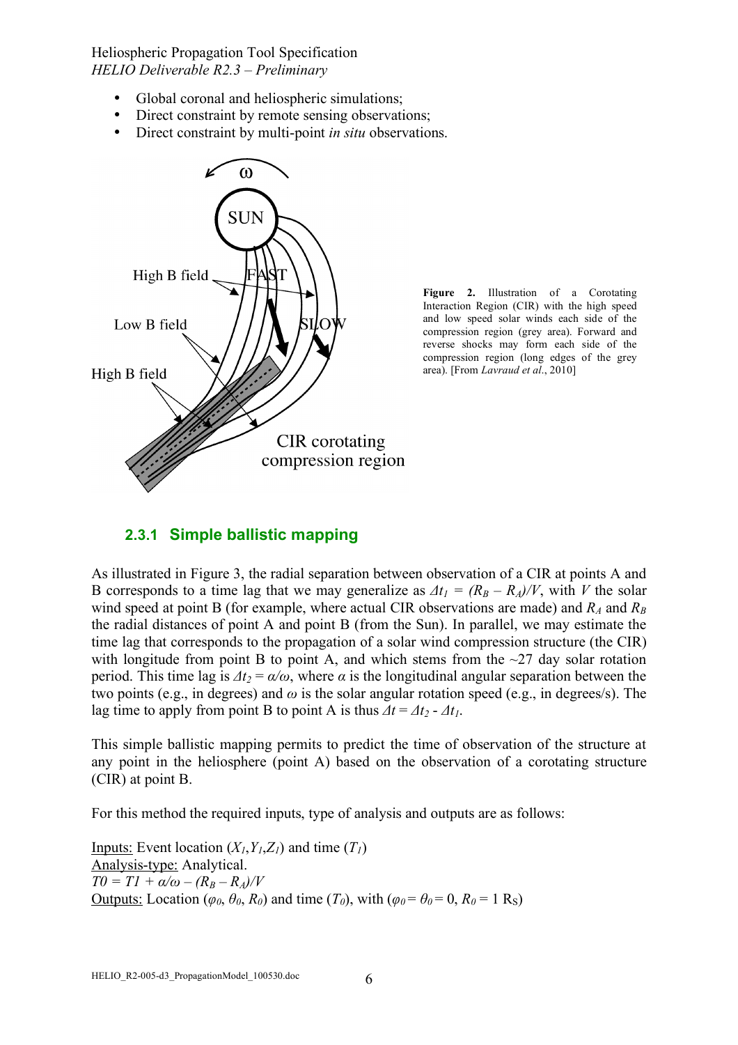- Global coronal and heliospheric simulations;
- Direct constraint by remote sensing observations;
- Direct constraint by multi-point *in situ* observations.

**Figure 2.** Illustration of a Corotating Interaction Region (CIR) with the high speed and low speed solar winds each side of the compression region (grey area). Forward and reverse shocks may form each side of the compression region (long edges of the grey area). [From *Lavraud et al.*, 2010]

### 2.3.1 Simple ballistic mapping

As illustrated in Figure 3, the radial separation between observation of a CIR at points A and B corresponds to a time lag that we may generalize as $\Delta t_1 = (R_B - R_A)/V$, with $V$ the solar wind speed at point B (for example, where actual CIR observations are made) and $R_A$ and $R_B$ the radial distances of point A and point B (from the Sun). In parallel, we may estimate the time lag that corresponds to the propagation of a solar wind compression structure (the CIR) with longitude from point B to point A, and which stems from the ~27 day solar rotation period. This time lag is $\Delta t_2 = \alpha/\omega$, where $\alpha$ is the longitudinal angular separation between the two points (e.g., in degrees) and $\omega$ is the solar angular rotation speed (e.g., in degrees/s). The lag time to apply from point B to point A is thus $\Delta t = \Delta t_2 - \Delta t_1$.

This simple ballistic mapping permits to predict the time of observation of the structure at any point in the heliosphere (point A) based on the observation of a corotating structure (CIR) at point B.

For this method the required inputs, type of analysis and outputs are as follows:

Inputs: Event location ($X_1, Y_1, Z_1$) and time ($T_1$)
Analysis-type: Analytical.
$T0 = T1 + \alpha/\omega - (R_B - R_A)/V$
Outputs: Location ($\varphi_0$, $\theta_0$, $R_0$) and time ($T_0$), with ($\varphi_0 = \theta_0 = 0$, $R_0 = 1\ R_S$)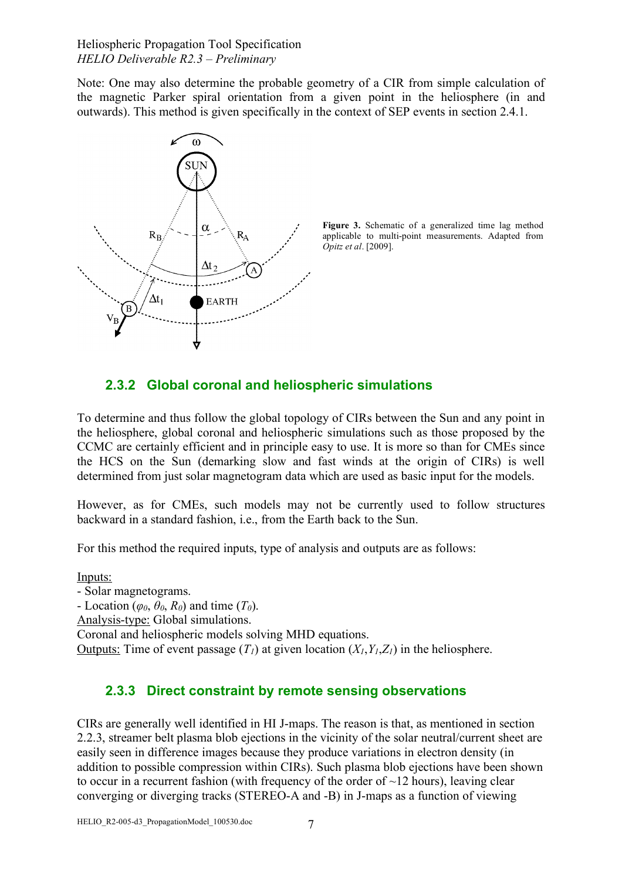Note: One may also determine the probable geometry of a CIR from simple calculation of the magnetic Parker spiral orientation from a given point in the heliosphere (in and outwards). This method is given specifically in the context of SEP events in section 2.4.1.

**Figure 3.** Schematic of a generalized time lag method applicable to multi-point measurements. Adapted from *Opitz et al*. [2009].

### 2.3.2 Global coronal and heliospheric simulations

To determine and thus follow the global topology of CIRs between the Sun and any point in the heliosphere, global coronal and heliospheric simulations such as those proposed by the CCMC are certainly efficient and in principle easy to use. It is more so than for CMEs since the HCS on the Sun (demarking slow and fast winds at the origin of CIRs) is well determined from just solar magnetogram data which are used as basic input for the models.

However, as for CMEs, such models may not be currently used to follow structures backward in a standard fashion, i.e., from the Earth back to the Sun.

For this method the required inputs, type of analysis and outputs are as follows:

Inputs:
- Solar magnetograms.
- Location ($\varphi_0$, $\theta_0$, $R_0$) and time ($T_0$).

Analysis-type: Global simulations.
Coronal and heliospheric models solving MHD equations.
Outputs: Time of event passage ($T_1$) at given location ($X_1$,$Y_1$,$Z_1$) in the heliosphere.

### 2.3.3 Direct constraint by remote sensing observations

CIRs are generally well identified in HI J-maps. The reason is that, as mentioned in section 2.2.3, streamer belt plasma blob ejections in the vicinity of the solar neutral/current sheet are easily seen in difference images because they produce variations in electron density (in addition to possible compression within CIRs). Such plasma blob ejections have been shown to occur in a recurrent fashion (with frequency of the order of ~12 hours), leaving clear converging or diverging tracks (STEREO-A and -B) in J-maps as a function of viewing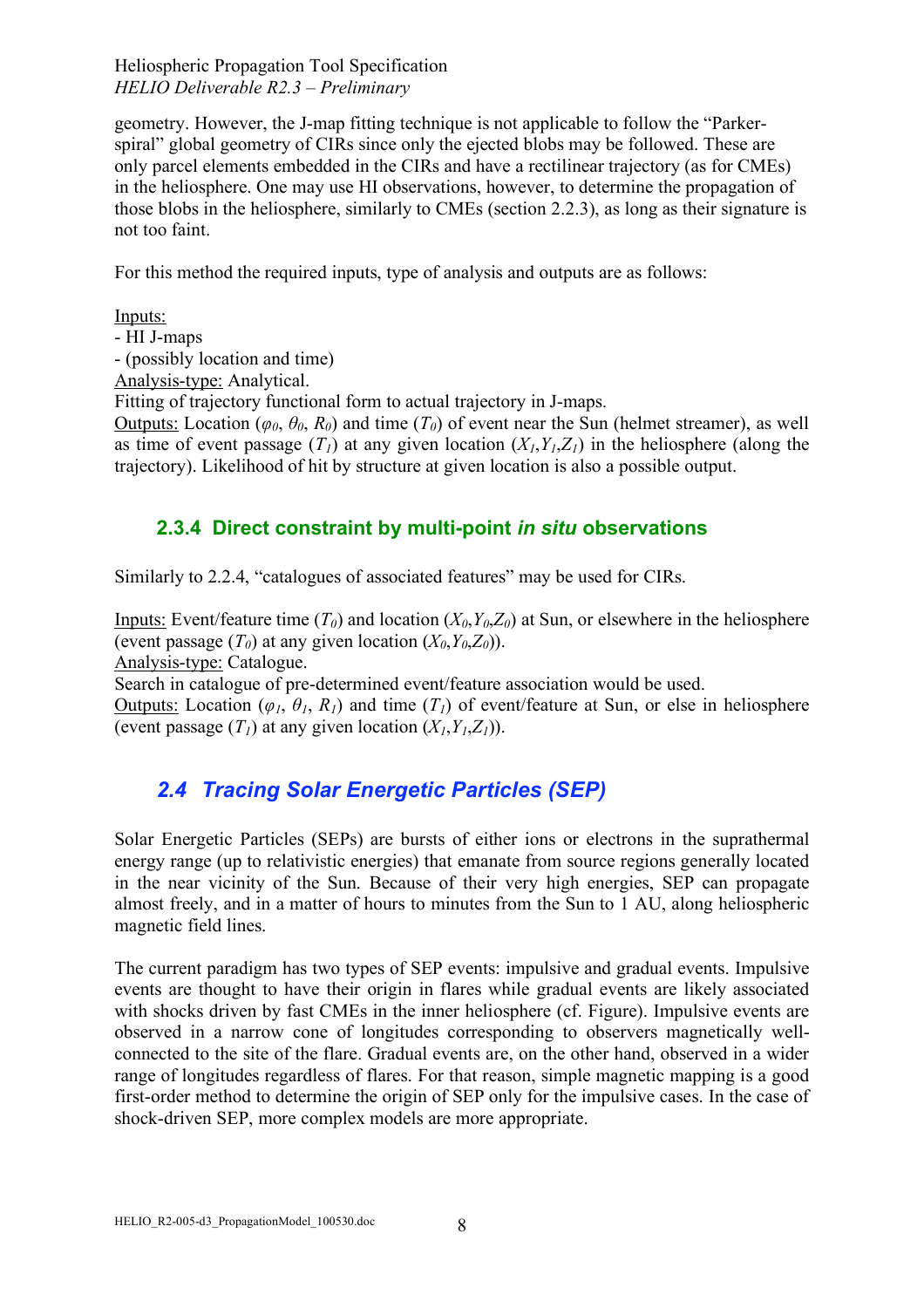geometry. However, the J-map fitting technique is not applicable to follow the "Parker-spiral" global geometry of CIRs since only the ejected blobs may be followed. These are only parcel elements embedded in the CIRs and have a rectilinear trajectory (as for CMEs) in the heliosphere. One may use HI observations, however, to determine the propagation of those blobs in the heliosphere, similarly to CMEs (section 2.2.3), as long as their signature is not too faint.

For this method the required inputs, type of analysis and outputs are as follows:

Inputs:
- HI J-maps
- (possibly location and time)

Analysis-type: Analytical.
Fitting of trajectory functional form to actual trajectory in J-maps.
Outputs: Location ($\varphi_0$, $\theta_0$, $R_0$) and time ($T_0$) of event near the Sun (helmet streamer), as well as time of event passage ($T_1$) at any given location ($X_1$,$Y_1$,$Z_1$) in the heliosphere (along the trajectory). Likelihood of hit by structure at given location is also a possible output.

### 2.3.4 Direct constraint by multi-point *in situ* observations

Similarly to 2.2.4, "catalogues of associated features" may be used for CIRs.

Inputs: Event/feature time ($T_0$) and location ($X_0$,$Y_0$,$Z_0$) at Sun, or elsewhere in the heliosphere (event passage ($T_0$) at any given location ($X_0$,$Y_0$,$Z_0$)).
Analysis-type: Catalogue.
Search in catalogue of pre-determined event/feature association would be used.
Outputs: Location ($\varphi_1$, $\theta_1$, $R_1$) and time ($T_1$) of event/feature at Sun, or else in heliosphere (event passage ($T_1$) at any given location ($X_1$,$Y_1$,$Z_1$)).

## *2.4 Tracing Solar Energetic Particles (SEP)*

Solar Energetic Particles (SEPs) are bursts of either ions or electrons in the suprathermal energy range (up to relativistic energies) that emanate from source regions generally located in the near vicinity of the Sun. Because of their very high energies, SEP can propagate almost freely, and in a matter of hours to minutes from the Sun to 1 AU, along heliospheric magnetic field lines.

The current paradigm has two types of SEP events: impulsive and gradual events. Impulsive events are thought to have their origin in flares while gradual events are likely associated with shocks driven by fast CMEs in the inner heliosphere (cf. Figure). Impulsive events are observed in a narrow cone of longitudes corresponding to observers magnetically well-connected to the site of the flare. Gradual events are, on the other hand, observed in a wider range of longitudes regardless of flares. For that reason, simple magnetic mapping is a good first-order method to determine the origin of SEP only for the impulsive cases. In the case of shock-driven SEP, more complex models are more appropriate.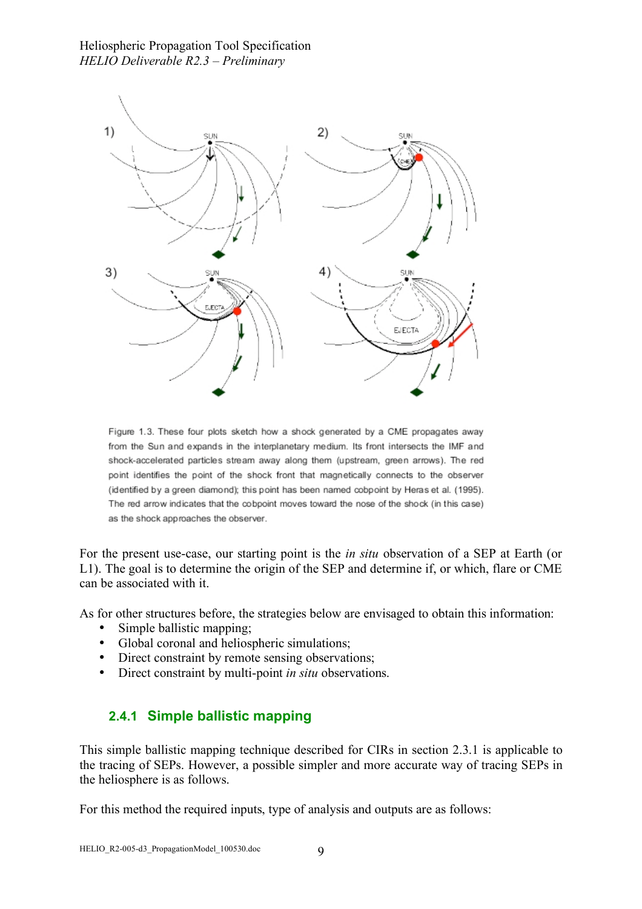Figure 1.3. These four plots sketch how a shock generated by a CME propagates away from the Sun and expands in the interplanetary medium. Its front intersects the IMF and shock-accelerated particles stream away along them (upstream, green arrows). The red point identifies the point of the shock front that magnetically connects to the observer (identified by a green diamond); this point has been named cobpoint by Heras et al. (1995). The red arrow indicates that the cobpoint moves toward the nose of the shock (in this case) as the shock approaches the observer.

For the present use-case, our starting point is the *in situ* observation of a SEP at Earth (or L1). The goal is to determine the origin of the SEP and determine if, or which, flare or CME can be associated with it.

As for other structures before, the strategies below are envisaged to obtain this information:

- Simple ballistic mapping;
- Global coronal and heliospheric simulations;
- Direct constraint by remote sensing observations;
- Direct constraint by multi-point *in situ* observations.

### 2.4.1 Simple ballistic mapping

This simple ballistic mapping technique described for CIRs in section 2.3.1 is applicable to the tracing of SEPs. However, a possible simpler and more accurate way of tracing SEPs in the heliosphere is as follows.

For this method the required inputs, type of analysis and outputs are as follows: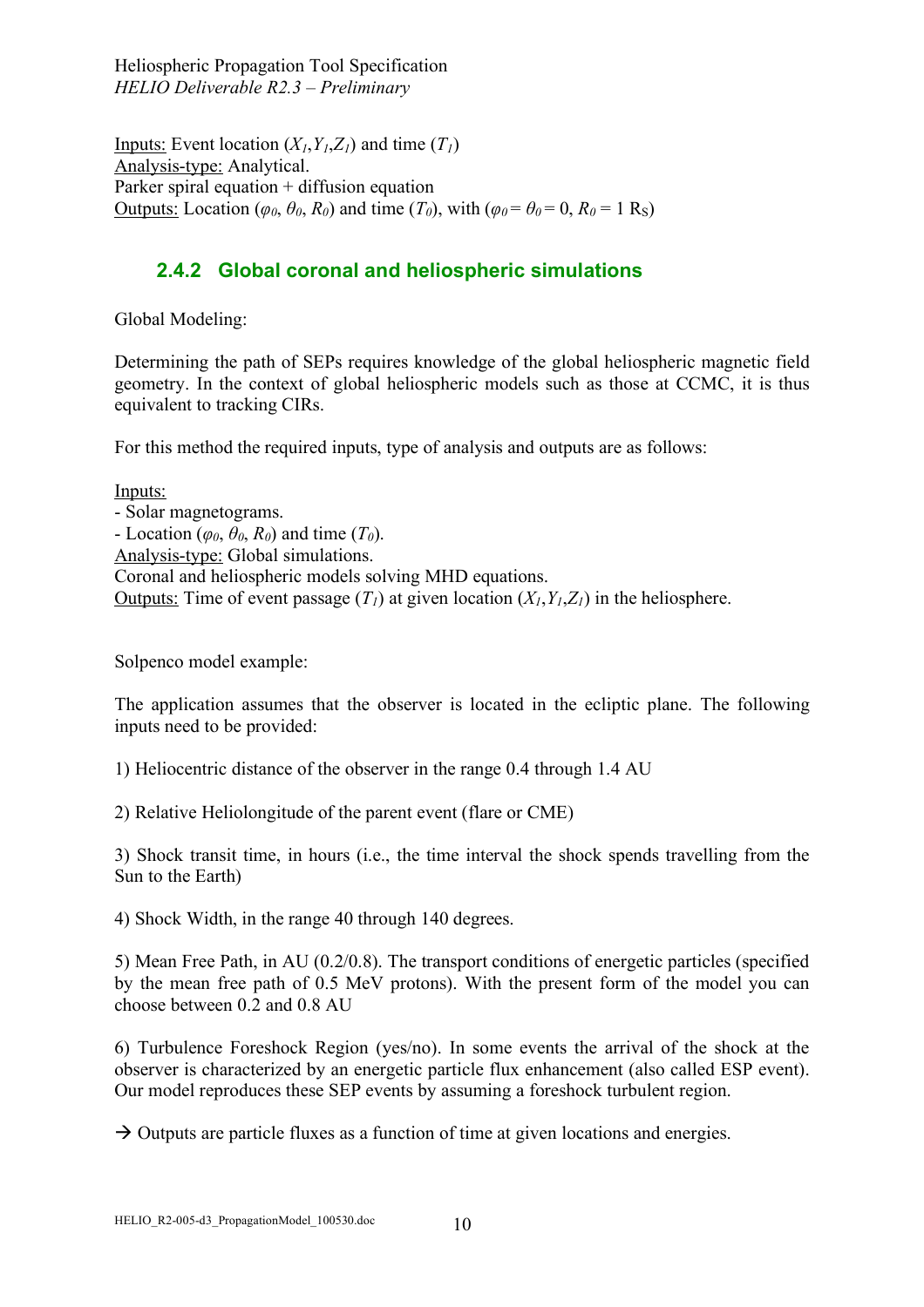Inputs: Event location ($X_1$,$Y_1$,$Z_1$) and time ($T_1$)
Analysis-type: Analytical.
Parker spiral equation + diffusion equation
Outputs: Location ($\varphi_0$, $\theta_0$, $R_0$) and time ($T_0$), with ($\varphi_0 = \theta_0 = 0$, $R_0 = 1$ $R_S$)

### 2.4.2 Global coronal and heliospheric simulations

Global Modeling:

Determining the path of SEPs requires knowledge of the global heliospheric magnetic field geometry. In the context of global heliospheric models such as those at CCMC, it is thus equivalent to tracking CIRs.

For this method the required inputs, type of analysis and outputs are as follows:

Inputs:
- Solar magnetograms.
- Location ($\varphi_0$, $\theta_0$, $R_0$) and time ($T_0$).

Analysis-type: Global simulations.
Coronal and heliospheric models solving MHD equations.
Outputs: Time of event passage ($T_1$) at given location ($X_1$,$Y_1$,$Z_1$) in the heliosphere.

Solpenco model example:

The application assumes that the observer is located in the ecliptic plane. The following inputs need to be provided:

1) Heliocentric distance of the observer in the range 0.4 through 1.4 AU

2) Relative Heliolongitude of the parent event (flare or CME)

3) Shock transit time, in hours (i.e., the time interval the shock spends travelling from the Sun to the Earth)

4) Shock Width, in the range 40 through 140 degrees.

5) Mean Free Path, in AU (0.2/0.8). The transport conditions of energetic particles (specified by the mean free path of 0.5 MeV protons). With the present form of the model you can choose between 0.2 and 0.8 AU

6) Turbulence Foreshock Region (yes/no). In some events the arrival of the shock at the observer is characterized by an energetic particle flux enhancement (also called ESP event). Our model reproduces these SEP events by assuming a foreshock turbulent region.

→ Outputs are particle fluxes as a function of time at given locations and energies.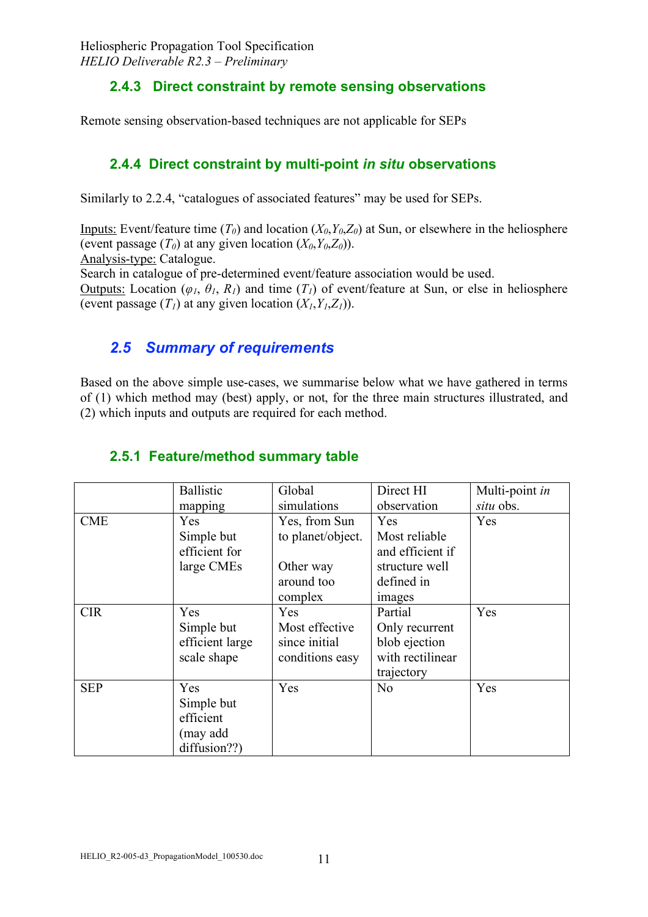### 2.4.3 Direct constraint by remote sensing observations

Remote sensing observation-based techniques are not applicable for SEPs

### 2.4.4 Direct constraint by multi-point *in situ* observations

Similarly to 2.2.4, "catalogues of associated features" may be used for SEPs.

Inputs: Event/feature time ($T_0$) and location ($X_0$,$Y_0$,$Z_0$) at Sun, or elsewhere in the heliosphere (event passage ($T_0$) at any given location ($X_0$,$Y_0$,$Z_0$)).
Analysis-type: Catalogue.
Search in catalogue of pre-determined event/feature association would be used.
Outputs: Location ($\varphi_1$, $\theta_1$, $R_1$) and time ($T_1$) of event/feature at Sun, or else in heliosphere (event passage ($T_1$) at any given location ($X_1$,$Y_1$,$Z_1$)).

## 2.5 *Summary of requirements*

Based on the above simple use-cases, we summarise below what we have gathered in terms of (1) which method may (best) apply, or not, for the three main structures illustrated, and (2) which inputs and outputs are required for each method.

### 2.5.1 Feature/method summary table

| | Ballistic mapping | Global simulations | Direct HI observation | Multi-point *in situ* obs. |
|---|---|---|---|---|
| CME | Yes Simple but efficient for large CMEs | Yes, from Sun to planet/object. Other way around too complex | Yes Most reliable and efficient if structure well defined in images | Yes |
| CIR | Yes Simple but efficient large scale shape | Yes Most effective since initial conditions easy | Partial Only recurrent blob ejection with rectilinear trajectory | Yes |
| SEP | Yes Simple but efficient (may add diffusion??) | Yes | No | Yes |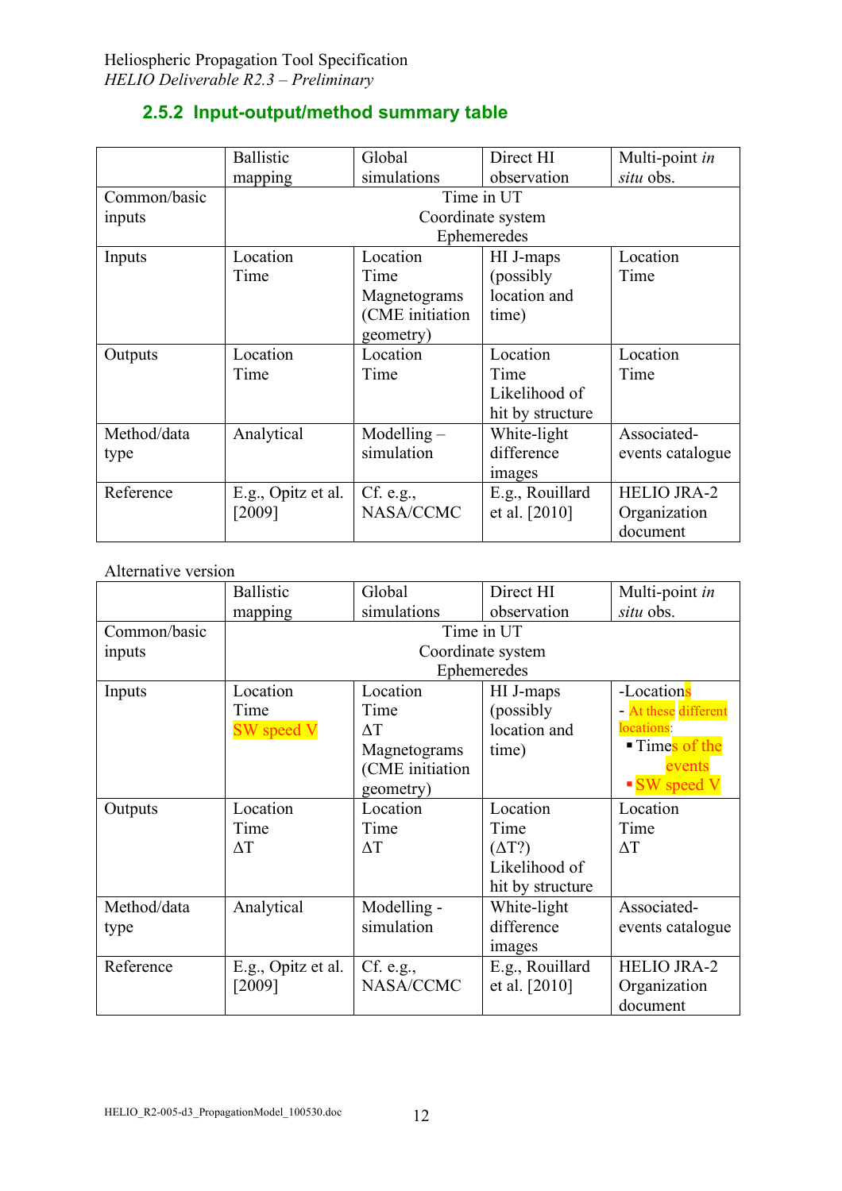### 2.5.2 Input-output/method summary table

| | Ballistic mapping | Global simulations | Direct HI observation | Multi-point *in situ* obs. |
|---|---|---|---|---|
| Common/basic inputs | Time in UT<br>Coordinate system<br>Ephemeredes | | | |
| Inputs | Location<br>Time | Location<br>Time<br>Magnetograms (CME initiation geometry) | HI J-maps (possibly location and time) | Location<br>Time |
| Outputs | Location<br>Time | Location<br>Time | Location<br>Time<br>Likelihood of hit by structure | Location<br>Time |
| Method/data type | Analytical | Modelling – simulation | White-light difference images | Associated-events catalogue |
| Reference | E.g., Opitz et al. [2009] | Cf. e.g., NASA/CCMC | E.g., Rouillard et al. [2010] | HELIO JRA-2 Organization document |

Alternative version

| | Ballistic mapping | Global simulations | Direct HI observation | Multi-point *in situ* obs. |
|---|---|---|---|---|
| Common/basic inputs | Time in UT<br>Coordinate system<br>Ephemeredes | | | |
| Inputs | Location<br>Time<br>SW speed V | Location<br>Time<br>$\Delta T$<br>Magnetograms (CME initiation geometry) | HI J-maps (possibly location and time) | -Locations<br>- At these different locations:<br>▪ Times of the events<br>▪ SW speed V |
| Outputs | Location<br>Time<br>$\Delta T$ | Location<br>Time<br>$\Delta T$ | Location<br>Time<br>($\Delta T$?)<br>Likelihood of hit by structure | Location<br>Time<br>$\Delta T$ |
| Method/data type | Analytical | Modelling - simulation | White-light difference images | Associated-events catalogue |
| Reference | E.g., Opitz et al. [2009] | Cf. e.g., NASA/CCMC | E.g., Rouillard et al. [2010] | HELIO JRA-2 Organization document |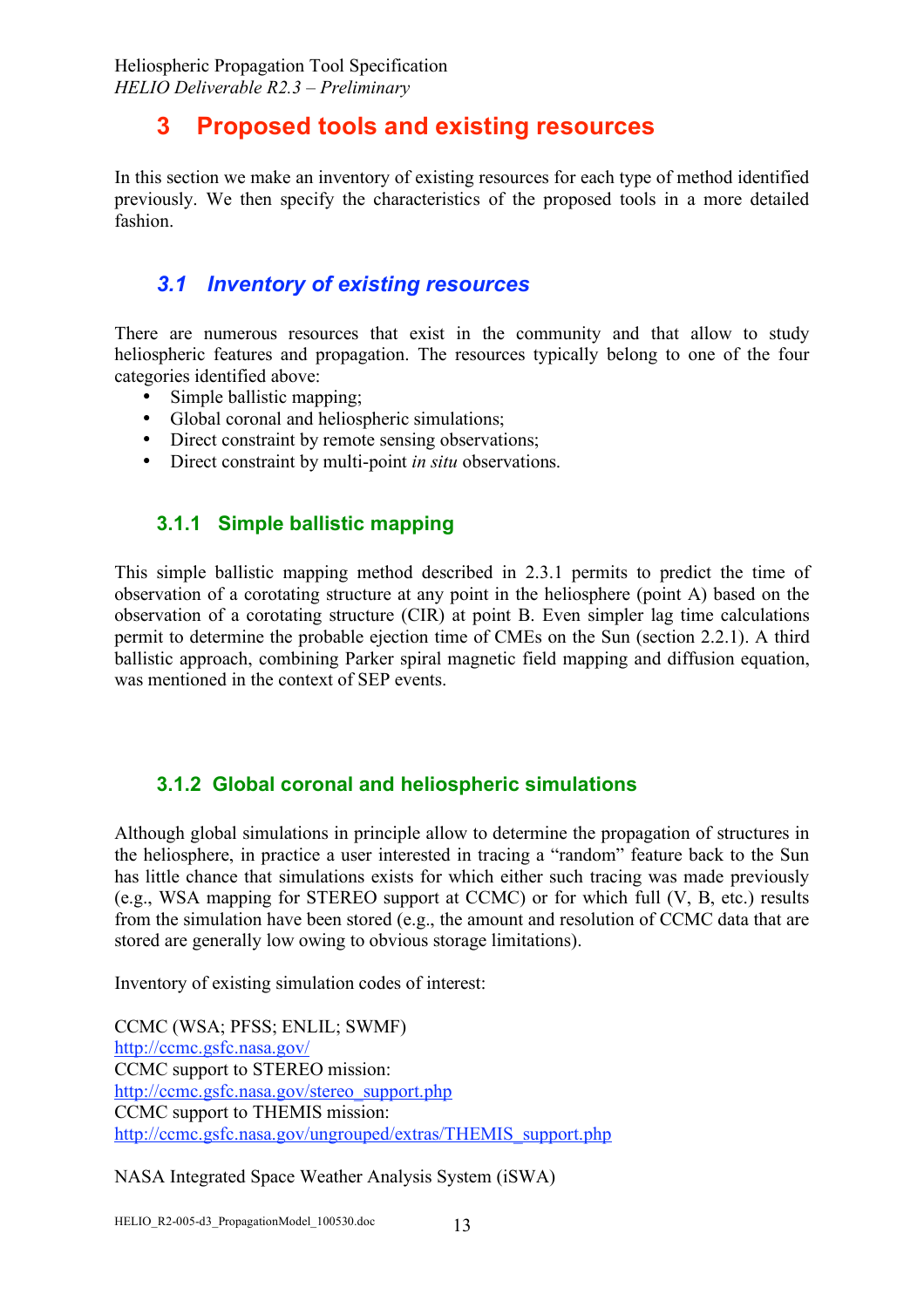# 3 Proposed tools and existing resources

In this section we make an inventory of existing resources for each type of method identified previously. We then specify the characteristics of the proposed tools in a more detailed fashion.

## 3.1 Inventory of existing resources

There are numerous resources that exist in the community and that allow to study heliospheric features and propagation. The resources typically belong to one of the four categories identified above:

- Simple ballistic mapping;
- Global coronal and heliospheric simulations;
- Direct constraint by remote sensing observations;
- Direct constraint by multi-point *in situ* observations.

### 3.1.1 Simple ballistic mapping

This simple ballistic mapping method described in 2.3.1 permits to predict the time of observation of a corotating structure at any point in the heliosphere (point A) based on the observation of a corotating structure (CIR) at point B. Even simpler lag time calculations permit to determine the probable ejection time of CMEs on the Sun (section 2.2.1). A third ballistic approach, combining Parker spiral magnetic field mapping and diffusion equation, was mentioned in the context of SEP events.

### 3.1.2 Global coronal and heliospheric simulations

Although global simulations in principle allow to determine the propagation of structures in the heliosphere, in practice a user interested in tracing a "random" feature back to the Sun has little chance that simulations exists for which either such tracing was made previously (e.g., WSA mapping for STEREO support at CCMC) or for which full (V, B, etc.) results from the simulation have been stored (e.g., the amount and resolution of CCMC data that are stored are generally low owing to obvious storage limitations).

Inventory of existing simulation codes of interest:

CCMC (WSA; PFSS; ENLIL; SWMF)
http://ccmc.gsfc.nasa.gov/
CCMC support to STEREO mission:
http://ccmc.gsfc.nasa.gov/stereo_support.php
CCMC support to THEMIS mission:
http://ccmc.gsfc.nasa.gov/ungrouped/extras/THEMIS_support.php

NASA Integrated Space Weather Analysis System (iSWA)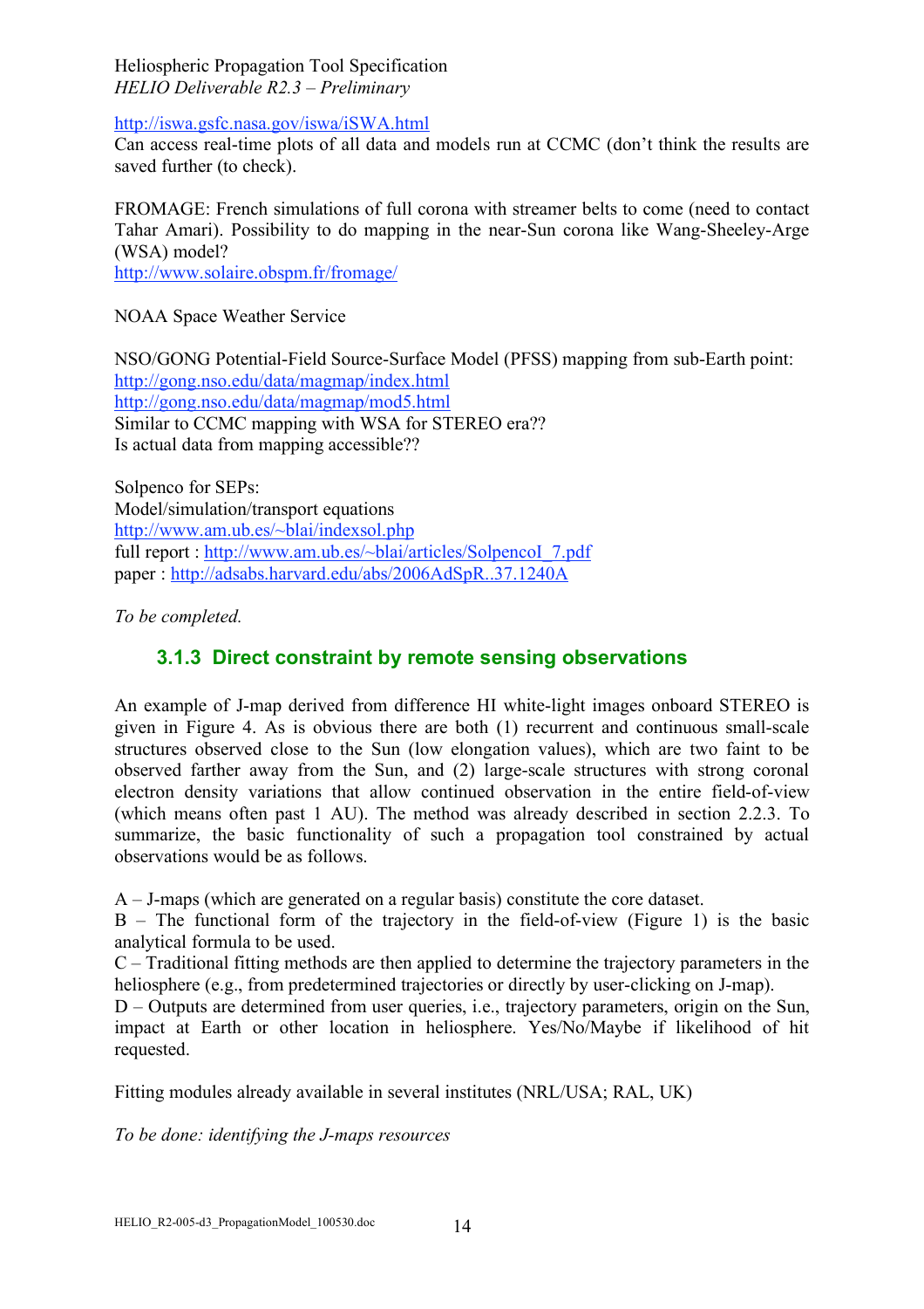http://iswa.gsfc.nasa.gov/iswa/iSWA.html
Can access real-time plots of all data and models run at CCMC (don't think the results are saved further (to check).

FROMAGE: French simulations of full corona with streamer belts to come (need to contact Tahar Amari). Possibility to do mapping in the near-Sun corona like Wang-Sheeley-Arge (WSA) model?
http://www.solaire.obspm.fr/fromage/

NOAA Space Weather Service

NSO/GONG Potential-Field Source-Surface Model (PFSS) mapping from sub-Earth point:
http://gong.nso.edu/data/magmap/index.html
http://gong.nso.edu/data/magmap/mod5.html
Similar to CCMC mapping with WSA for STEREO era??
Is actual data from mapping accessible??

Solpenco for SEPs:
Model/simulation/transport equations
http://www.am.ub.es/~blai/indexsol.php
full report : http://www.am.ub.es/~blai/articles/SolpencoI_7.pdf
paper : http://adsabs.harvard.edu/abs/2006AdSpR..37.1240A

*To be completed.*

### 3.1.3 Direct constraint by remote sensing observations

An example of J-map derived from difference HI white-light images onboard STEREO is given in Figure 4. As is obvious there are both (1) recurrent and continuous small-scale structures observed close to the Sun (low elongation values), which are two faint to be observed farther away from the Sun, and (2) large-scale structures with strong coronal electron density variations that allow continued observation in the entire field-of-view (which means often past 1 AU). The method was already described in section 2.2.3. To summarize, the basic functionality of such a propagation tool constrained by actual observations would be as follows.

A – J-maps (which are generated on a regular basis) constitute the core dataset.
B – The functional form of the trajectory in the field-of-view (Figure 1) is the basic analytical formula to be used.
C – Traditional fitting methods are then applied to determine the trajectory parameters in the heliosphere (e.g., from predetermined trajectories or directly by user-clicking on J-map).
D – Outputs are determined from user queries, i.e., trajectory parameters, origin on the Sun, impact at Earth or other location in heliosphere. Yes/No/Maybe if likelihood of hit requested.

Fitting modules already available in several institutes (NRL/USA; RAL, UK)

*To be done: identifying the J-maps resources*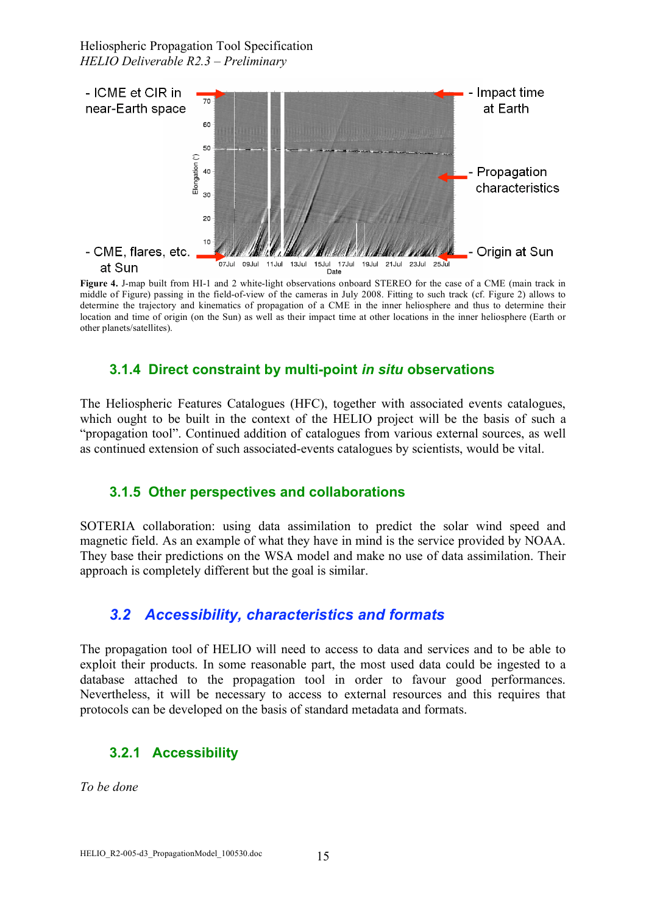**Figure 4.** J-map built from HI-1 and 2 white-light observations onboard STEREO for the case of a CME (main track in middle of Figure) passing in the field-of-view of the cameras in July 2008. Fitting to such track (cf. Figure 2) allows to determine the trajectory and kinematics of propagation of a CME in the inner heliosphere and thus to determine their location and time of origin (on the Sun) as well as their impact time at other locations in the inner heliosphere (Earth or other planets/satellites).

### 3.1.4 Direct constraint by multi-point *in situ* observations

The Heliospheric Features Catalogues (HFC), together with associated events catalogues, which ought to be built in the context of the HELIO project will be the basis of such a "propagation tool". Continued addition of catalogues from various external sources, as well as continued extension of such associated-events catalogues by scientists, would be vital.

### 3.1.5 Other perspectives and collaborations

SOTERIA collaboration: using data assimilation to predict the solar wind speed and magnetic field. As an example of what they have in mind is the service provided by NOAA. They base their predictions on the WSA model and make no use of data assimilation. Their approach is completely different but the goal is similar.

## *3.2 Accessibility, characteristics and formats*

The propagation tool of HELIO will need to access to data and services and to be able to exploit their products. In some reasonable part, the most used data could be ingested to a database attached to the propagation tool in order to favour good performances. Nevertheless, it will be necessary to access to external resources and this requires that protocols can be developed on the basis of standard metadata and formats.

### 3.2.1 Accessibility

*To be done*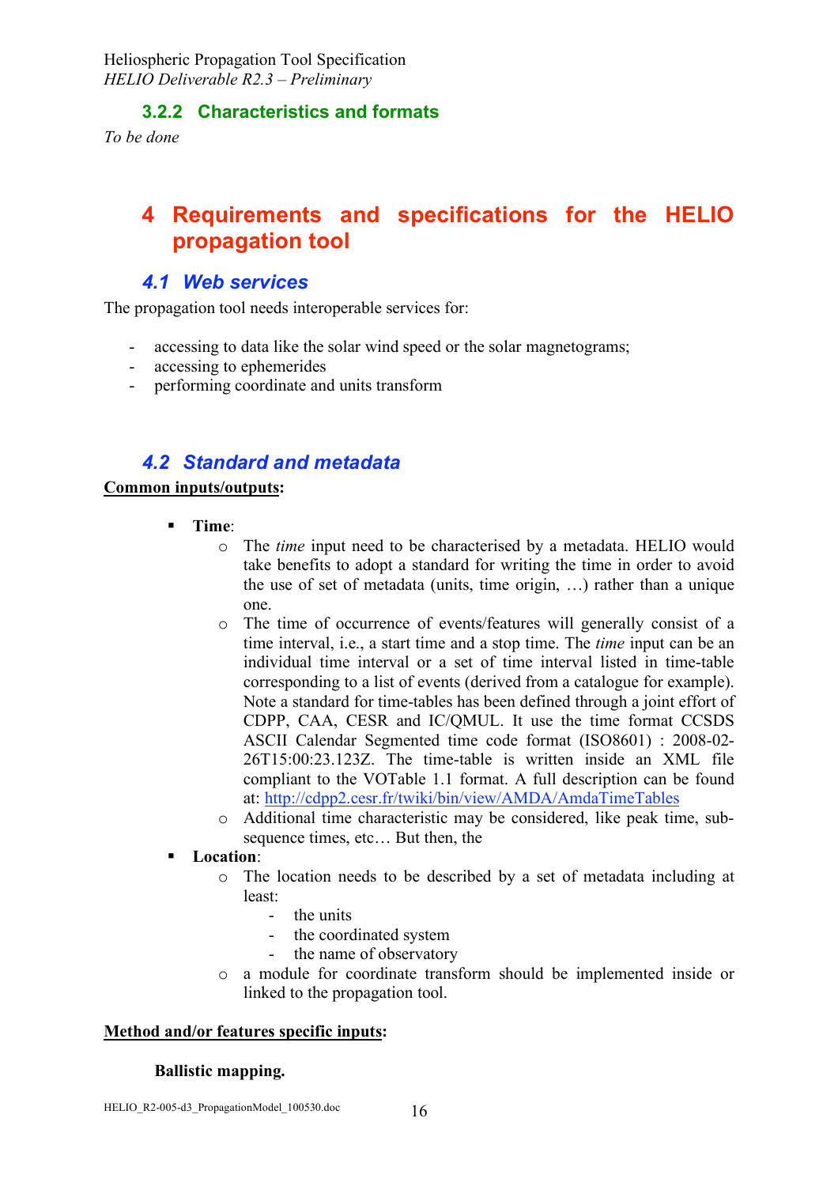### 3.2.2 Characteristics and formats

*To be done*

# 4 Requirements and specifications for the HELIO propagation tool

## 4.1 Web services

The propagation tool needs interoperable services for:

- accessing to data like the solar wind speed or the solar magnetograms;
- accessing to ephemerides
- performing coordinate and units transform

## 4.2 Standard and metadata

**Common inputs/outputs:**

- **Time**:
  - The *time* input need to be characterised by a metadata. HELIO would take benefits to adopt a standard for writing the time in order to avoid the use of set of metadata (units, time origin, …) rather than a unique one.
  - The time of occurrence of events/features will generally consist of a time interval, i.e., a start time and a stop time. The *time* input can be an individual time interval or a set of time interval listed in time-table corresponding to a list of events (derived from a catalogue for example). Note a standard for time-tables has been defined through a joint effort of CDPP, CAA, CESR and IC/QMUL. It use the time format CCSDS ASCII Calendar Segmented time code format (ISO8601) : 2008-02-26T15:00:23.123Z. The time-table is written inside an XML file compliant to the VOTable 1.1 format. A full description can be found at: http://cdpp2.cesr.fr/twiki/bin/view/AMDA/AmdaTimeTables
  - Additional time characteristic may be considered, like peak time, sub-sequence times, etc… But then, the
- **Location**:
  - The location needs to be described by a set of metadata including at least:
    - the units
    - the coordinated system
    - the name of observatory
  - a module for coordinate transform should be implemented inside or linked to the propagation tool.

**Method and/or features specific inputs:**

**Ballistic mapping.**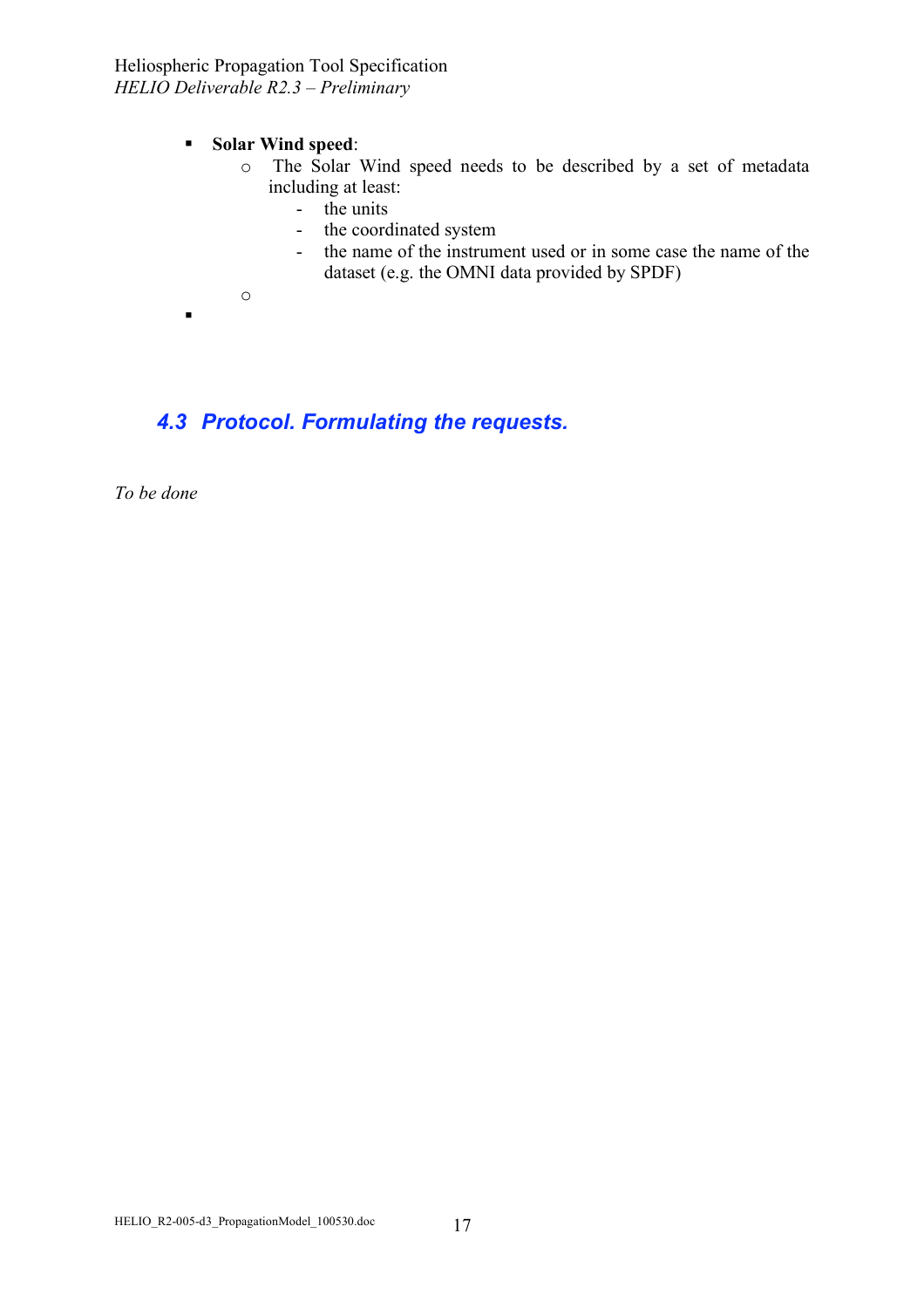- **Solar Wind speed**:
  - The Solar Wind speed needs to be described by a set of metadata including at least:
    - the units
    - the coordinated system
    - the name of the instrument used or in some case the name of the dataset (e.g. the OMNI data provided by SPDF)

## 4.3 Protocol. Formulating the requests.

*To be done*